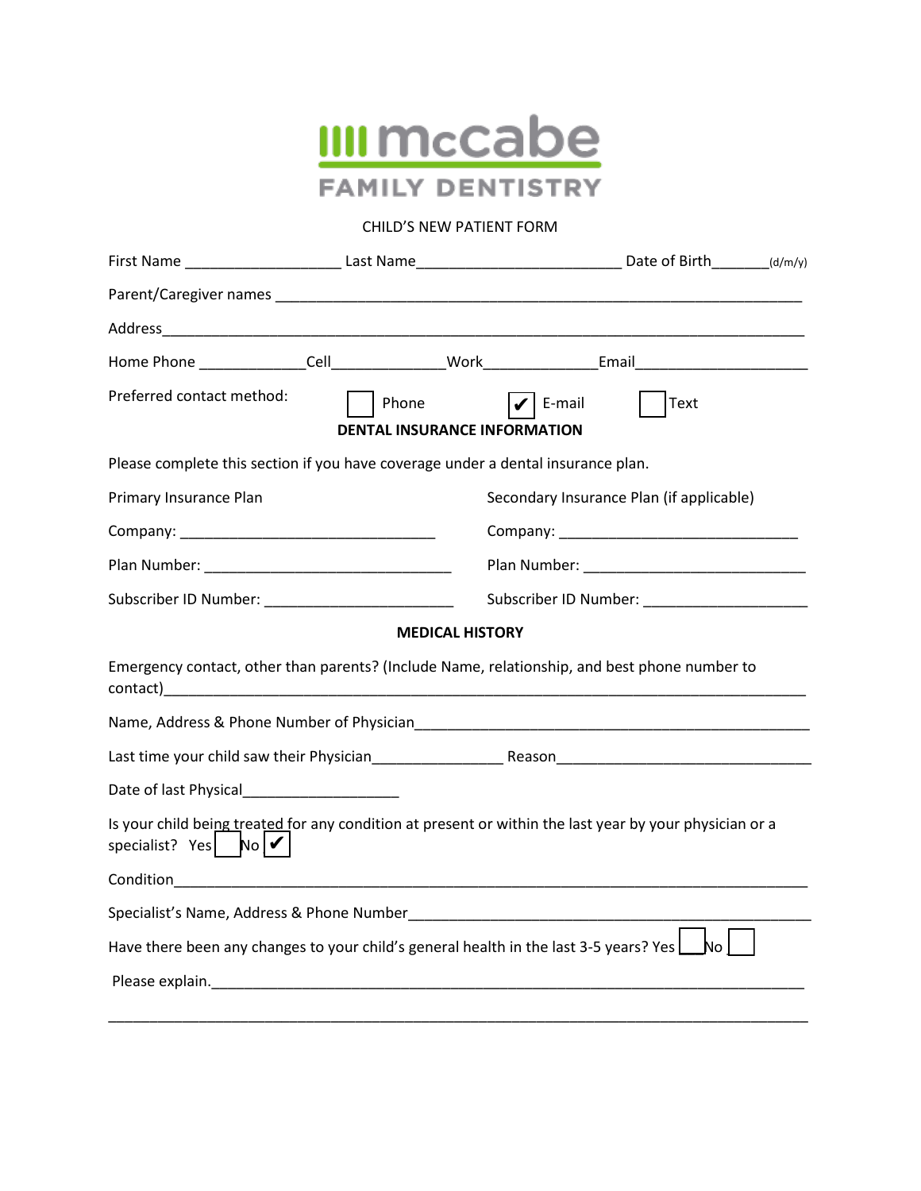**mccabe FAMILY DENTISTRY**

CHILD'S NEW PATIENT FORM

First Name ___________________ Last Name _________________________ Date of Birth _______ (d/m/y)

Parent/Caregiver names _________________________________________________________________

Address _________________________________________________________________________

Home Phone _____________ Cell _____________ Work _____________ Email _____________________

Preferred contact method: ☐ Phone ☑ E-mail ☐ Text

**DENTAL INSURANCE INFORMATION**

Please complete this section if you have coverage under a dental insurance plan.

| Primary Insurance Plan | Secondary Insurance Plan (if applicable) |
|---|---|
| Company: ______________________________ | Company: ____________________________ |
| Plan Number: ___________________________ | Plan Number: _________________________ |
| Subscriber ID Number: ___________________ | Subscriber ID Number: __________________ |

**MEDICAL HISTORY**

Emergency contact, other than parents? (Include Name, relationship, and best phone number to contact) _________________________________________________________________________

Name, Address & Phone Number of Physician _________________________________________________

Last time your child saw their Physician ________________ Reason ______________________________

Date of last Physical ___________________

Is your child being treated for any condition at present or within the last year by your physician or a specialist? Yes ☐ No ☑

Condition _________________________________________________________________________

Specialist's Name, Address & Phone Number _________________________________________________

Have there been any changes to your child's general health in the last 3-5 years? Yes ☐ No ☐

Please explain. _____________________________________________________________________

_________________________________________________________________________________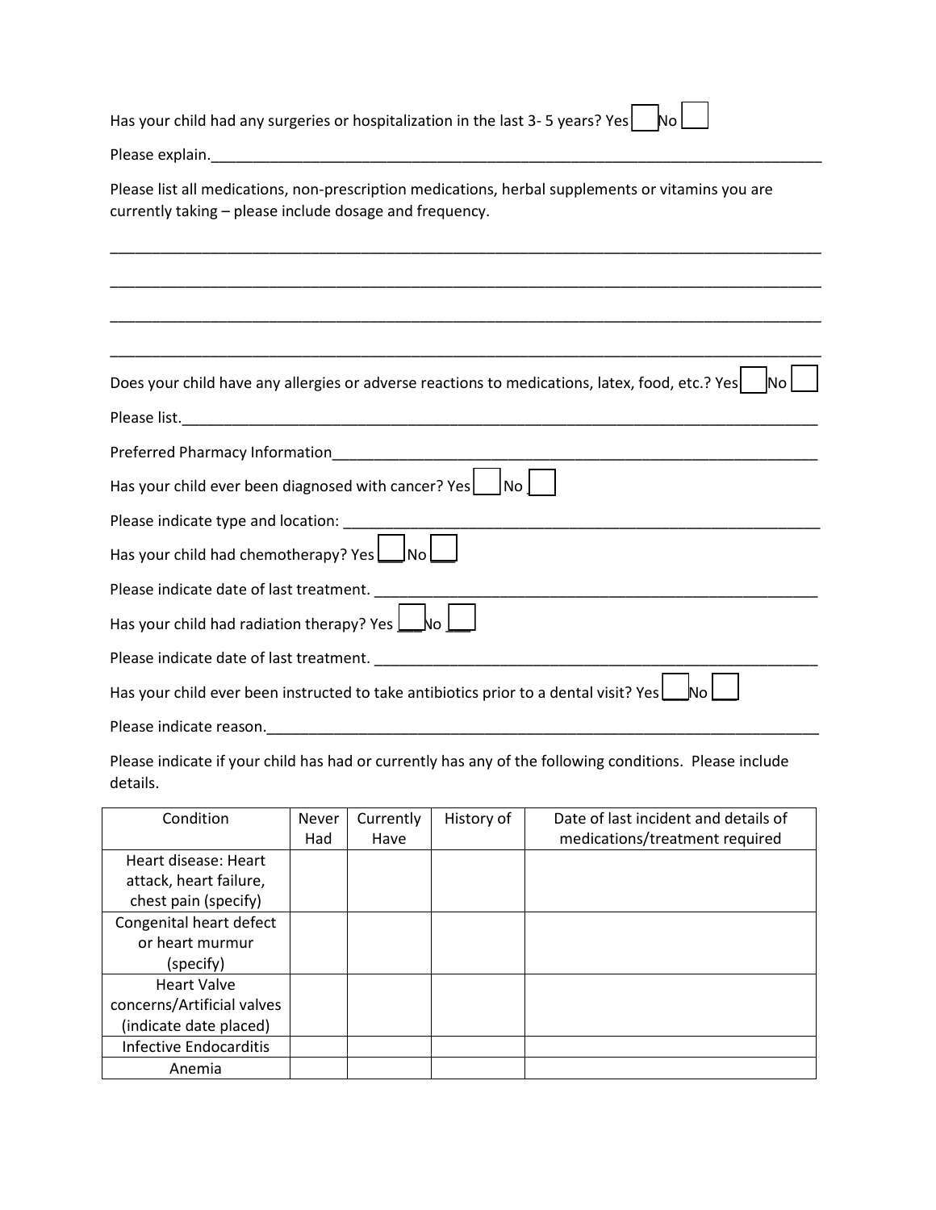Has your child had any surgeries or hospitalization in the last 3- 5 years? Yes ☐ No ☐

Please explain.____________________________________________________________________________

Please list all medications, non-prescription medications, herbal supplements or vitamins you are currently taking – please include dosage and frequency.

________________________________________________________________________________________

________________________________________________________________________________________

________________________________________________________________________________________

________________________________________________________________________________________

Does your child have any allergies or adverse reactions to medications, latex, food, etc.? Yes ☐ No ☐

Please list.________________________________________________________________________________

Preferred Pharmacy Information______________________________________________________________

Has your child ever been diagnosed with cancer? Yes ☐ No ☐

Please indicate type and location: ___________________________________________________________

Has your child had chemotherapy? Yes ☐ No ☐

Please indicate date of last treatment. _______________________________________________________

Has your child had radiation therapy? Yes ☐ No ☐

Please indicate date of last treatment. _______________________________________________________

Has your child ever been instructed to take antibiotics prior to a dental visit? Yes ☐ No ☐

Please indicate reason.____________________________________________________________________

Please indicate if your child has had or currently has any of the following conditions. Please include details.

| Condition | Never Had | Currently Have | History of | Date of last incident and details of medications/treatment required |
|---|---|---|---|---|
| Heart disease: Heart attack, heart failure, chest pain (specify) | | | | |
| Congenital heart defect or heart murmur (specify) | | | | |
| Heart Valve concerns/Artificial valves (indicate date placed) | | | | |
| Infective Endocarditis | | | | |
| Anemia | | | | |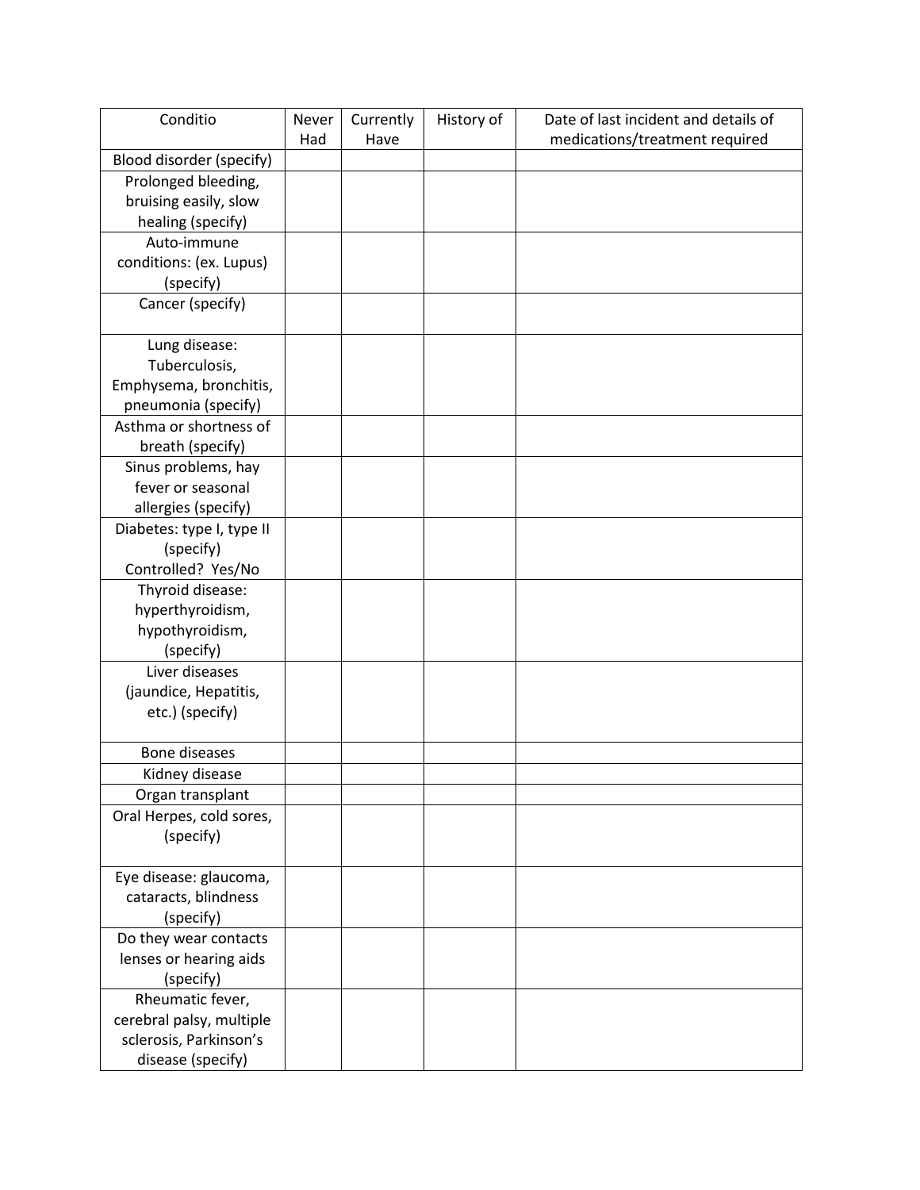| Conditio | Never Had | Currently Have | History of | Date of last incident and details of medications/treatment required |
|---|---|---|---|---|
| Blood disorder (specify) | | | | |
| Prolonged bleeding, bruising easily, slow healing (specify) | | | | |
| Auto-immune conditions: (ex. Lupus) (specify) | | | | |
| Cancer (specify) | | | | |
| Lung disease: Tuberculosis, Emphysema, bronchitis, pneumonia (specify) | | | | |
| Asthma or shortness of breath (specify) | | | | |
| Sinus problems, hay fever or seasonal allergies (specify) | | | | |
| Diabetes: type I, type II (specify) Controlled? Yes/No | | | | |
| Thyroid disease: hyperthyroidism, hypothyroidism, (specify) | | | | |
| Liver diseases (jaundice, Hepatitis, etc.) (specify) | | | | |
| Bone diseases | | | | |
| Kidney disease | | | | |
| Organ transplant | | | | |
| Oral Herpes, cold sores, (specify) | | | | |
| Eye disease: glaucoma, cataracts, blindness (specify) | | | | |
| Do they wear contacts lenses or hearing aids (specify) | | | | |
| Rheumatic fever, cerebral palsy, multiple sclerosis, Parkinson's disease (specify) | | | | |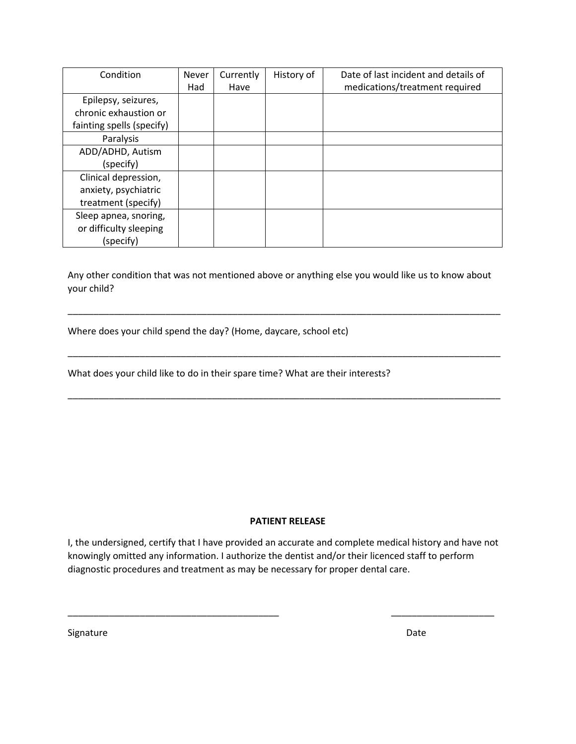| Condition | Never Had | Currently Have | History of | Date of last incident and details of medications/treatment required |
|---|---|---|---|---|
| Epilepsy, seizures, chronic exhaustion or fainting spells (specify) | | | | |
| Paralysis | | | | |
| ADD/ADHD, Autism (specify) | | | | |
| Clinical depression, anxiety, psychiatric treatment (specify) | | | | |
| Sleep apnea, snoring, or difficulty sleeping (specify) | | | | |

Any other condition that was not mentioned above or anything else you would like us to know about your child?

_______________________________________________________________________________________

Where does your child spend the day? (Home, daycare, school etc)

_______________________________________________________________________________________

What does your child like to do in their spare time? What are their interests?

_______________________________________________________________________________________

**PATIENT RELEASE**

I, the undersigned, certify that I have provided an accurate and complete medical history and have not knowingly omitted any information. I authorize the dentist and/or their licenced staff to perform diagnostic procedures and treatment as may be necessary for proper dental care.

_________________________________________ ____________________

Signature Date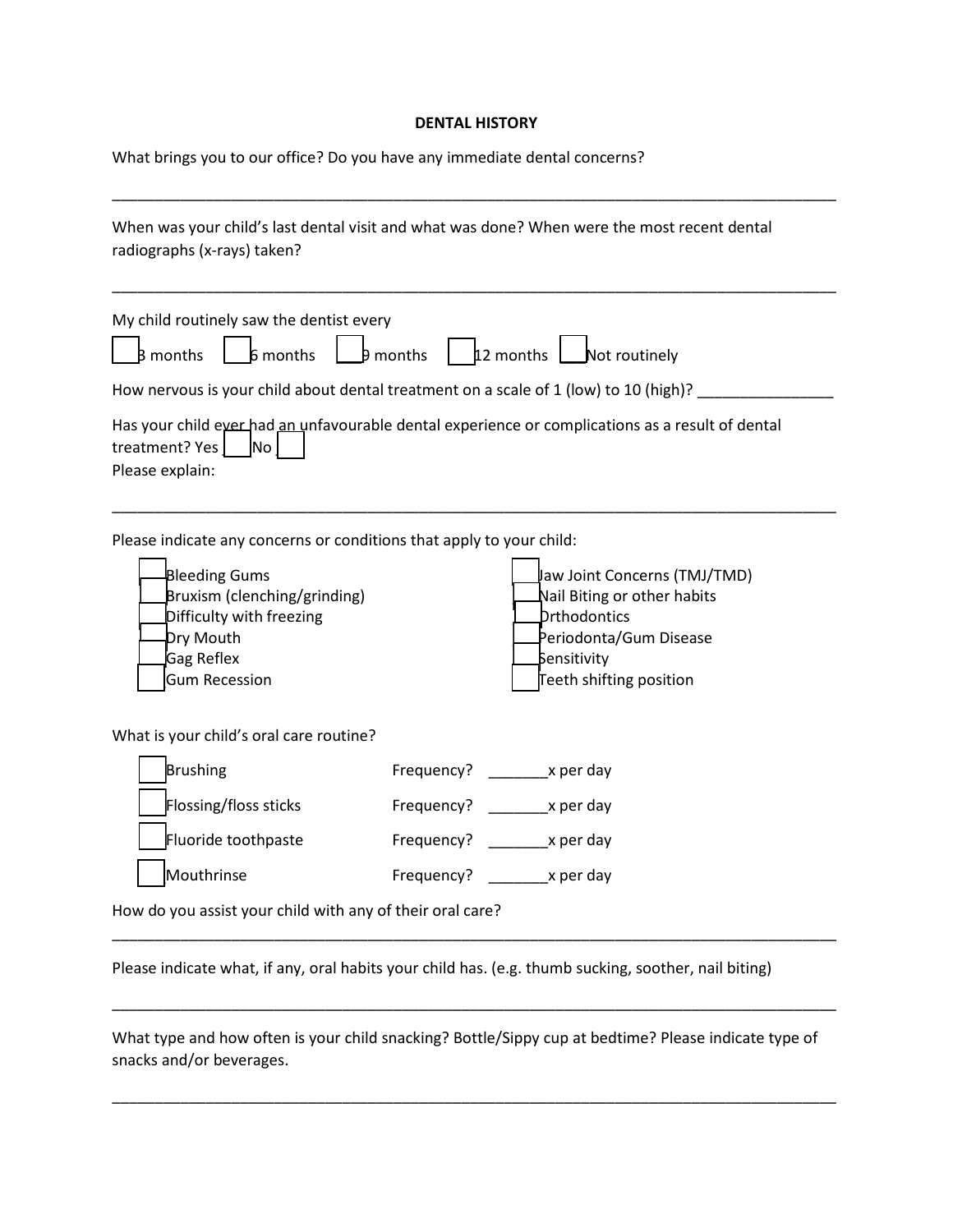**DENTAL HISTORY**

What brings you to our office? Do you have any immediate dental concerns?

_______________________________________________________________________________

When was your child's last dental visit and what was done? When were the most recent dental radiographs (x-rays) taken?

_______________________________________________________________________________

My child routinely saw the dentist every

☐ 3 months ☐ 6 months ☐ 9 months ☐ 12 months ☐ Not routinely

How nervous is your child about dental treatment on a scale of 1 (low) to 10 (high)? ________________

Has your child ever had an unfavourable dental experience or complications as a result of dental treatment? Yes ☐ No ☐

Please explain:

_______________________________________________________________________________

Please indicate any concerns or conditions that apply to your child:

- ☐ Bleeding Gums
- ☐ Bruxism (clenching/grinding)
- ☐ Difficulty with freezing
- ☐ Dry Mouth
- ☐ Gag Reflex
- ☐ Gum Recession
- ☐ Jaw Joint Concerns (TMJ/TMD)
- ☐ Nail Biting or other habits
- ☐ Orthodontics
- ☐ Periodonta/Gum Disease
- ☐ Sensitivity
- ☐ Teeth shifting position

What is your child's oral care routine?

| | | |
|---|---|---|
| ☐ Brushing | Frequency? | _______x per day |
| ☐ Flossing/floss sticks | Frequency? | _______x per day |
| ☐ Fluoride toothpaste | Frequency? | _______x per day |
| ☐ Mouthrinse | Frequency? | _______x per day |

How do you assist your child with any of their oral care?

_______________________________________________________________________________

Please indicate what, if any, oral habits your child has. (e.g. thumb sucking, soother, nail biting)

_______________________________________________________________________________

What type and how often is your child snacking? Bottle/Sippy cup at bedtime? Please indicate type of snacks and/or beverages.

_______________________________________________________________________________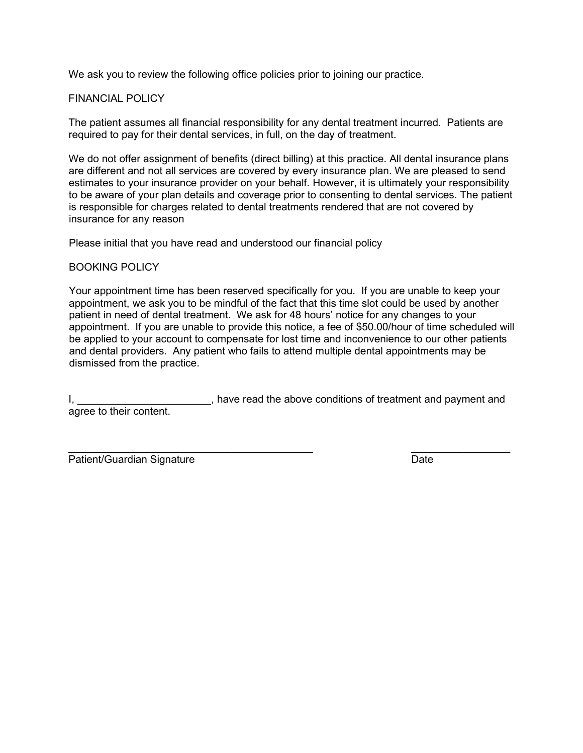We ask you to review the following office policies prior to joining our practice.

## FINANCIAL POLICY

The patient assumes all financial responsibility for any dental treatment incurred. Patients are required to pay for their dental services, in full, on the day of treatment.

We do not offer assignment of benefits (direct billing) at this practice. All dental insurance plans are different and not all services are covered by every insurance plan. We are pleased to send estimates to your insurance provider on your behalf. However, it is ultimately your responsibility to be aware of your plan details and coverage prior to consenting to dental services. The patient is responsible for charges related to dental treatments rendered that are not covered by insurance for any reason

Please initial that you have read and understood our financial policy

## BOOKING POLICY

Your appointment time has been reserved specifically for you. If you are unable to keep your appointment, we ask you to be mindful of the fact that this time slot could be used by another patient in need of dental treatment. We ask for 48 hours' notice for any changes to your appointment. If you are unable to provide this notice, a fee of $50.00/hour of time scheduled will be applied to your account to compensate for lost time and inconvenience to our other patients and dental providers. Any patient who fails to attend multiple dental appointments may be dismissed from the practice.

I, ______________________, have read the above conditions of treatment and payment and agree to their content.

___________________________________________ _________________

Patient/Guardian Signature Date